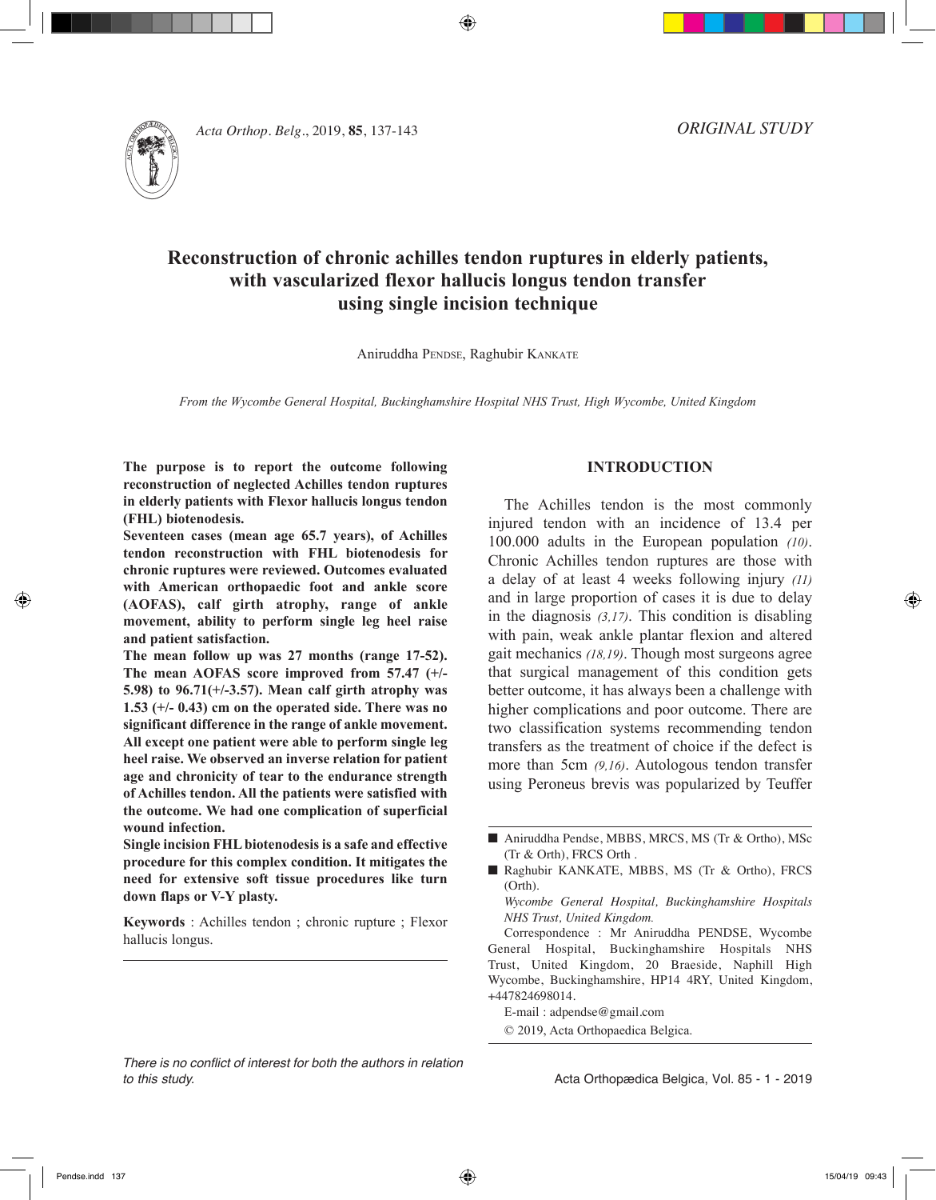*ORIGINAL STUDY*

# Reconstruction of chronic achilles tendon ruptures in elderly patients, with vascularized flexor hallucis longus tendon transfer using single incision technique

Aniruddha Pendse, Raghubir Kankate

*From the Wycombe General Hospital, Buckinghamshire Hospital NHS Trust, High Wycombe, United Kingdom*

**The purpose is to report the outcome following reconstruction of neglected Achilles tendon ruptures in elderly patients with Flexor hallucis longus tendon (FHL) biotenodesis.**

**Seventeen cases (mean age 65.7 years), of Achilles tendon reconstruction with FHL biotenodesis for chronic ruptures were reviewed. Outcomes evaluated with American orthopaedic foot and ankle score (AOFAS), calf girth atrophy, range of ankle movement, ability to perform single leg heel raise and patient satisfaction.**

**The mean follow up was 27 months (range 17-52). The mean AOFAS score improved from 57.47 (+/- 5.98) to 96.71(+/-3.57). Mean calf girth atrophy was 1.53 (+/- 0.43) cm on the operated side. There was no significant difference in the range of ankle movement. All except one patient were able to perform single leg heel raise. We observed an inverse relation for patient age and chronicity of tear to the endurance strength of Achilles tendon. All the patients were satisfied with the outcome. We had one complication of superficial wound infection.**

**Single incision FHL biotenodesis is a safe and effective procedure for this complex condition. It mitigates the need for extensive soft tissue procedures like turn down flaps or V-Y plasty.**

**Keywords** : Achilles tendon ; chronic rupture ; Flexor hallucis longus.

## INTRODUCTION

The Achilles tendon is the most commonly injured tendon with an incidence of 13.4 per 100.000 adults in the European population *(10)*. Chronic Achilles tendon ruptures are those with a delay of at least 4 weeks following injury *(11)* and in large proportion of cases it is due to delay in the diagnosis *(3,17)*. This condition is disabling with pain, weak ankle plantar flexion and altered gait mechanics *(18,19)*. Though most surgeons agree that surgical management of this condition gets better outcome, it has always been a challenge with higher complications and poor outcome. There are two classification systems recommending tendon transfers as the treatment of choice if the defect is more than 5cm *(9,16)*. Autologous tendon transfer using Peroneus brevis was popularized by Teuffer

---

- Aniruddha Pendse, MBBS, MRCS, MS (Tr & Ortho), MSc (Tr & Ortho), FRCS Orth .
- Raghubir KANKATE, MBBS, MS (Tr & Ortho), FRCS (Orth).

*Wycombe General Hospital, Buckinghamshire Hospitals NHS Trust, United Kingdom.*

Correspondence : Mr Aniruddha PENDSE, Wycombe General Hospital, Buckinghamshire Hospitals NHS Trust, United Kingdom, 20 Braeside, Naphill High Wycombe, Buckinghamshire, HP14 4RY, United Kingdom, +447824698014.

E-mail : adpendse@gmail.com

© 2019, Acta Orthopaedica Belgica.

*There is no conflict of interest for both the authors in relation to this study.*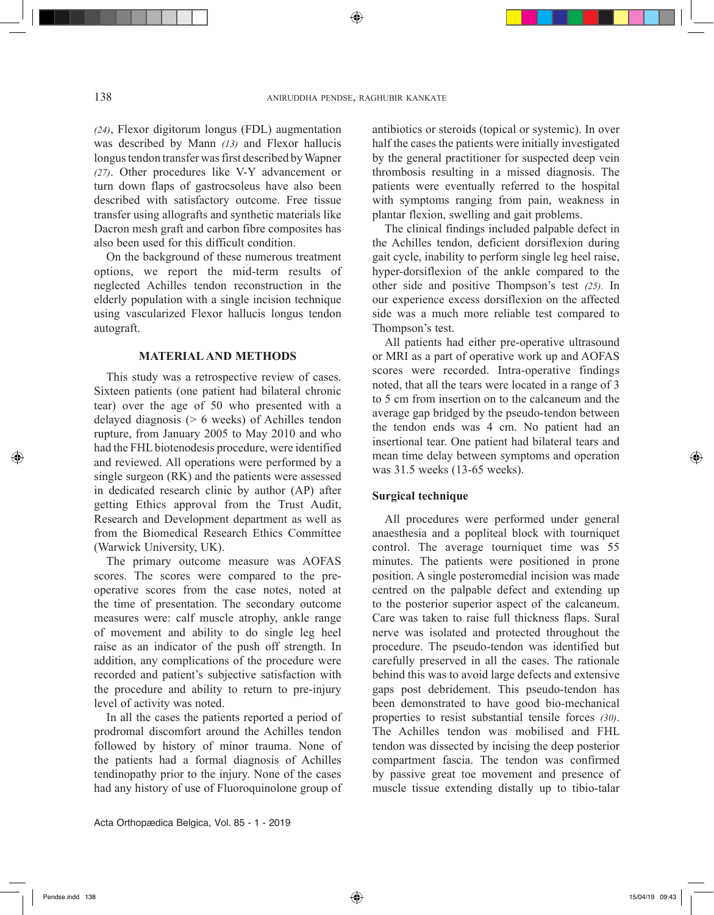*(24)*, Flexor digitorum longus (FDL) augmentation was described by Mann *(13)* and Flexor hallucis longus tendon transfer was first described by Wapner *(27)*. Other procedures like V-Y advancement or turn down flaps of gastrocsoleus have also been described with satisfactory outcome. Free tissue transfer using allografts and synthetic materials like Dacron mesh graft and carbon fibre composites has also been used for this difficult condition.

On the background of these numerous treatment options, we report the mid-term results of neglected Achilles tendon reconstruction in the elderly population with a single incision technique using vascularized Flexor hallucis longus tendon autograft.

## MATERIAL AND METHODS

This study was a retrospective review of cases. Sixteen patients (one patient had bilateral chronic tear) over the age of 50 who presented with a delayed diagnosis (> 6 weeks) of Achilles tendon rupture, from January 2005 to May 2010 and who had the FHL biotenodesis procedure, were identified and reviewed. All operations were performed by a single surgeon (RK) and the patients were assessed in dedicated research clinic by author (AP) after getting Ethics approval from the Trust Audit, Research and Development department as well as from the Biomedical Research Ethics Committee (Warwick University, UK).

The primary outcome measure was AOFAS scores. The scores were compared to the pre-operative scores from the case notes, noted at the time of presentation. The secondary outcome measures were: calf muscle atrophy, ankle range of movement and ability to do single leg heel raise as an indicator of the push off strength. In addition, any complications of the procedure were recorded and patient's subjective satisfaction with the procedure and ability to return to pre-injury level of activity was noted.

In all the cases the patients reported a period of prodromal discomfort around the Achilles tendon followed by history of minor trauma. None of the patients had a formal diagnosis of Achilles tendinopathy prior to the injury. None of the cases had any history of use of Fluoroquinolone group of antibiotics or steroids (topical or systemic). In over half the cases the patients were initially investigated by the general practitioner for suspected deep vein thrombosis resulting in a missed diagnosis. The patients were eventually referred to the hospital with symptoms ranging from pain, weakness in plantar flexion, swelling and gait problems.

The clinical findings included palpable defect in the Achilles tendon, deficient dorsiflexion during gait cycle, inability to perform single leg heel raise, hyper-dorsiflexion of the ankle compared to the other side and positive Thompson's test *(25)*. In our experience excess dorsiflexion on the affected side was a much more reliable test compared to Thompson's test.

All patients had either pre-operative ultrasound or MRI as a part of operative work up and AOFAS scores were recorded. Intra-operative findings noted, that all the tears were located in a range of 3 to 5 cm from insertion on to the calcaneum and the average gap bridged by the pseudo-tendon between the tendon ends was 4 cm. No patient had an insertional tear. One patient had bilateral tears and mean time delay between symptoms and operation was 31.5 weeks (13-65 weeks).

### Surgical technique

All procedures were performed under general anaesthesia and a popliteal block with tourniquet control. The average tourniquet time was 55 minutes. The patients were positioned in prone position. A single posteromedial incision was made centred on the palpable defect and extending up to the posterior superior aspect of the calcaneum. Care was taken to raise full thickness flaps. Sural nerve was isolated and protected throughout the procedure. The pseudo-tendon was identified but carefully preserved in all the cases. The rationale behind this was to avoid large defects and extensive gaps post debridement. This pseudo-tendon has been demonstrated to have good bio-mechanical properties to resist substantial tensile forces *(30)*. The Achilles tendon was mobilised and FHL tendon was dissected by incising the deep posterior compartment fascia. The tendon was confirmed by passive great toe movement and presence of muscle tissue extending distally up to tibio-talar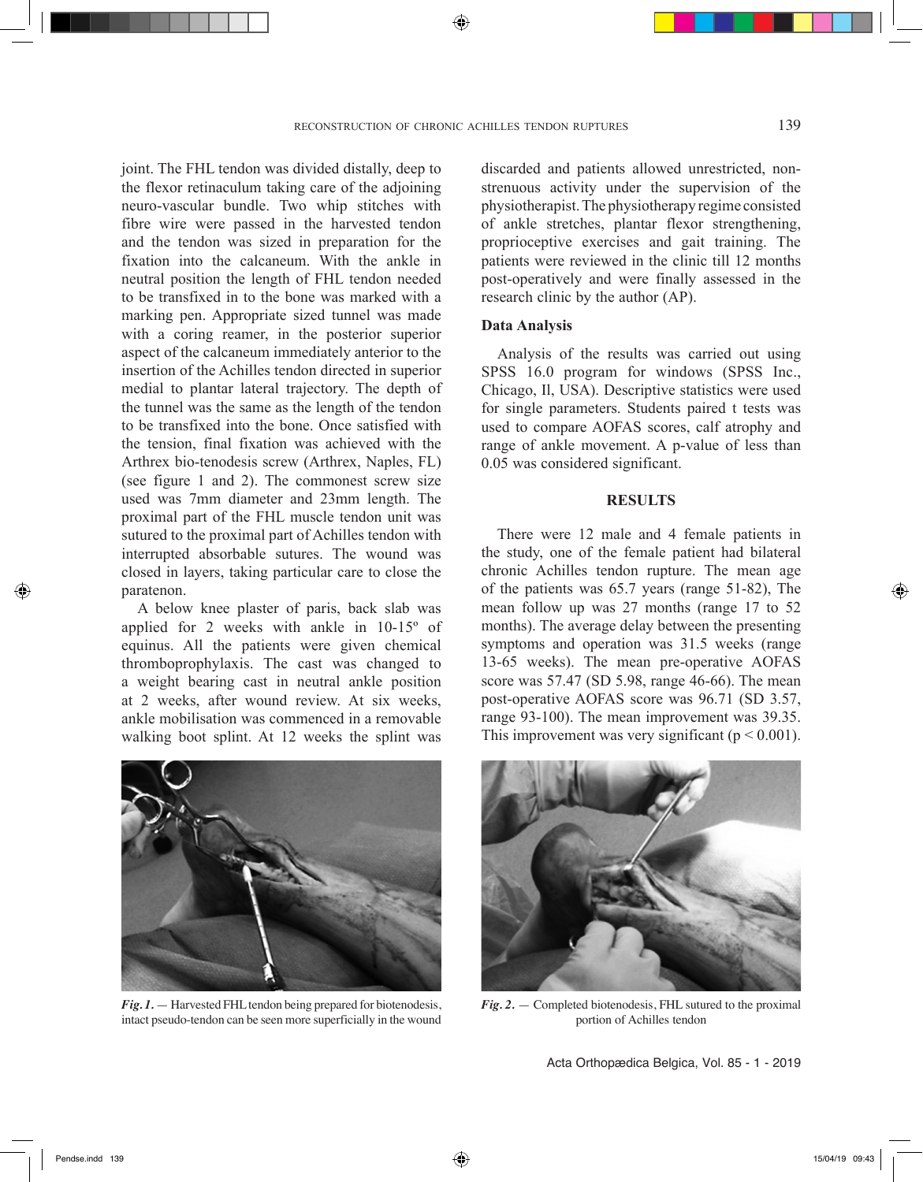joint. The FHL tendon was divided distally, deep to the flexor retinaculum taking care of the adjoining neuro-vascular bundle. Two whip stitches with fibre wire were passed in the harvested tendon and the tendon was sized in preparation for the fixation into the calcaneum. With the ankle in neutral position the length of FHL tendon needed to be transfixed in to the bone was marked with a marking pen. Appropriate sized tunnel was made with a coring reamer, in the posterior superior aspect of the calcaneum immediately anterior to the insertion of the Achilles tendon directed in superior medial to plantar lateral trajectory. The depth of the tunnel was the same as the length of the tendon to be transfixed into the bone. Once satisfied with the tension, final fixation was achieved with the Arthrex bio-tenodesis screw (Arthrex, Naples, FL) (see figure 1 and 2). The commonest screw size used was 7mm diameter and 23mm length. The proximal part of the FHL muscle tendon unit was sutured to the proximal part of Achilles tendon with interrupted absorbable sutures. The wound was closed in layers, taking particular care to close the paratenon.

A below knee plaster of paris, back slab was applied for 2 weeks with ankle in 10-15º of equinus. All the patients were given chemical thromboprophylaxis. The cast was changed to a weight bearing cast in neutral ankle position at 2 weeks, after wound review. At six weeks, ankle mobilisation was commenced in a removable walking boot splint. At 12 weeks the splint was discarded and patients allowed unrestricted, non-strenuous activity under the supervision of the physiotherapist. The physiotherapy regime consisted of ankle stretches, plantar flexor strengthening, proprioceptive exercises and gait training. The patients were reviewed in the clinic till 12 months post-operatively and were finally assessed in the research clinic by the author (AP).

### Data Analysis

Analysis of the results was carried out using SPSS 16.0 program for windows (SPSS Inc., Chicago, Il, USA). Descriptive statistics were used for single parameters. Students paired t tests was used to compare AOFAS scores, calf atrophy and range of ankle movement. A p-value of less than 0.05 was considered significant.

## RESULTS

There were 12 male and 4 female patients in the study, one of the female patient had bilateral chronic Achilles tendon rupture. The mean age of the patients was 65.7 years (range 51-82), The mean follow up was 27 months (range 17 to 52 months). The average delay between the presenting symptoms and operation was 31.5 weeks (range 13-65 weeks). The mean pre-operative AOFAS score was 57.47 (SD 5.98, range 46-66). The mean post-operative AOFAS score was 96.71 (SD 3.57, range 93-100). The mean improvement was 39.35. This improvement was very significant ($p < 0.001$).

*Fig. 1.* — Harvested FHL tendon being prepared for biotenodesis, intact pseudo-tendon can be seen more superficially in the wound

*Fig. 2.* — Completed biotenodesis, FHL sutured to the proximal portion of Achilles tendon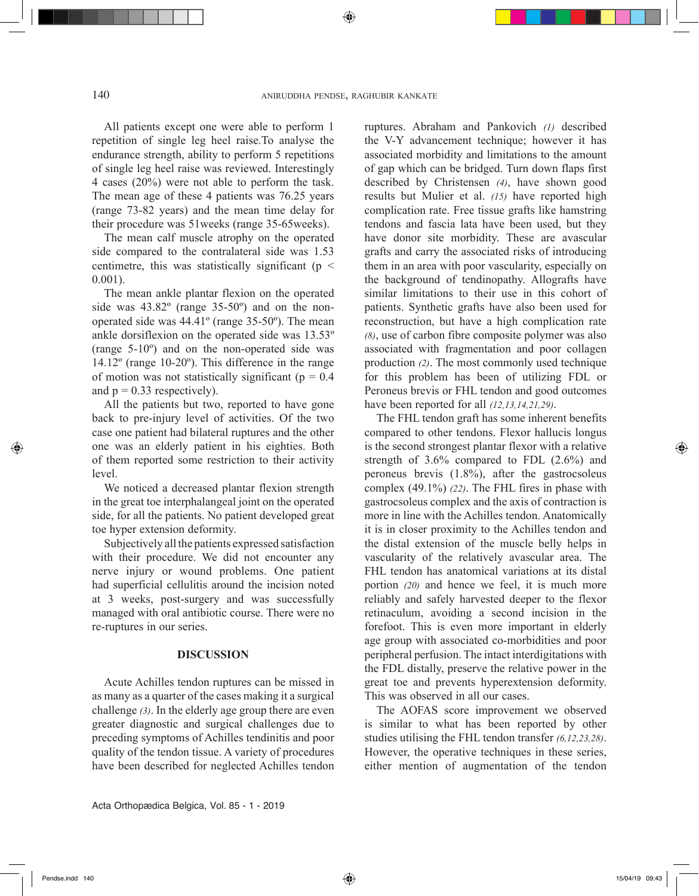All patients except one were able to perform 1 repetition of single leg heel raise.To analyse the endurance strength, ability to perform 5 repetitions of single leg heel raise was reviewed. Interestingly 4 cases (20%) were not able to perform the task. The mean age of these 4 patients was 76.25 years (range 73-82 years) and the mean time delay for their procedure was 51weeks (range 35-65weeks).

The mean calf muscle atrophy on the operated side compared to the contralateral side was 1.53 centimetre, this was statistically significant ($p < 0.001$).

The mean ankle plantar flexion on the operated side was 43.82º (range 35-50º) and on the non-operated side was 44.41º (range 35-50º). The mean ankle dorsiflexion on the operated side was 13.53º (range 5-10º) and on the non-operated side was 14.12º (range 10-20º). This difference in the range of motion was not statistically significant ($p = 0.4$ and $p = 0.33$ respectively).

All the patients but two, reported to have gone back to pre-injury level of activities. Of the two case one patient had bilateral ruptures and the other one was an elderly patient in his eighties. Both of them reported some restriction to their activity level.

We noticed a decreased plantar flexion strength in the great toe interphalangeal joint on the operated side, for all the patients. No patient developed great toe hyper extension deformity.

Subjectively all the patients expressed satisfaction with their procedure. We did not encounter any nerve injury or wound problems. One patient had superficial cellulitis around the incision noted at 3 weeks, post-surgery and was successfully managed with oral antibiotic course. There were no re-ruptures in our series.

## DISCUSSION

Acute Achilles tendon ruptures can be missed in as many as a quarter of the cases making it a surgical challenge *(3)*. In the elderly age group there are even greater diagnostic and surgical challenges due to preceding symptoms of Achilles tendinitis and poor quality of the tendon tissue. A variety of procedures have been described for neglected Achilles tendon ruptures. Abraham and Pankovich *(1)* described the V-Y advancement technique; however it has associated morbidity and limitations to the amount of gap which can be bridged. Turn down flaps first described by Christensen *(4)*, have shown good results but Mulier et al. *(15)* have reported high complication rate. Free tissue grafts like hamstring tendons and fascia lata have been used, but they have donor site morbidity. These are avascular grafts and carry the associated risks of introducing them in an area with poor vascularity, especially on the background of tendinopathy. Allografts have similar limitations to their use in this cohort of patients. Synthetic grafts have also been used for reconstruction, but have a high complication rate *(8)*, use of carbon fibre composite polymer was also associated with fragmentation and poor collagen production *(2)*. The most commonly used technique for this problem has been of utilizing FDL or Peroneus brevis or FHL tendon and good outcomes have been reported for all *(12,13,14,21,29)*.

The FHL tendon graft has some inherent benefits compared to other tendons. Flexor hallucis longus is the second strongest plantar flexor with a relative strength of 3.6% compared to FDL (2.6%) and peroneus brevis (1.8%), after the gastrocsoleus complex (49.1%) *(22)*. The FHL fires in phase with gastrocsoleus complex and the axis of contraction is more in line with the Achilles tendon. Anatomically it is in closer proximity to the Achilles tendon and the distal extension of the muscle belly helps in vascularity of the relatively avascular area. The FHL tendon has anatomical variations at its distal portion *(20)* and hence we feel, it is much more reliably and safely harvested deeper to the flexor retinaculum, avoiding a second incision in the forefoot. This is even more important in elderly age group with associated co-morbidities and poor peripheral perfusion. The intact interdigitations with the FDL distally, preserve the relative power in the great toe and prevents hyperextension deformity. This was observed in all our cases.

The AOFAS score improvement we observed is similar to what has been reported by other studies utilising the FHL tendon transfer *(6,12,23,28)*. However, the operative techniques in these series, either mention of augmentation of the tendon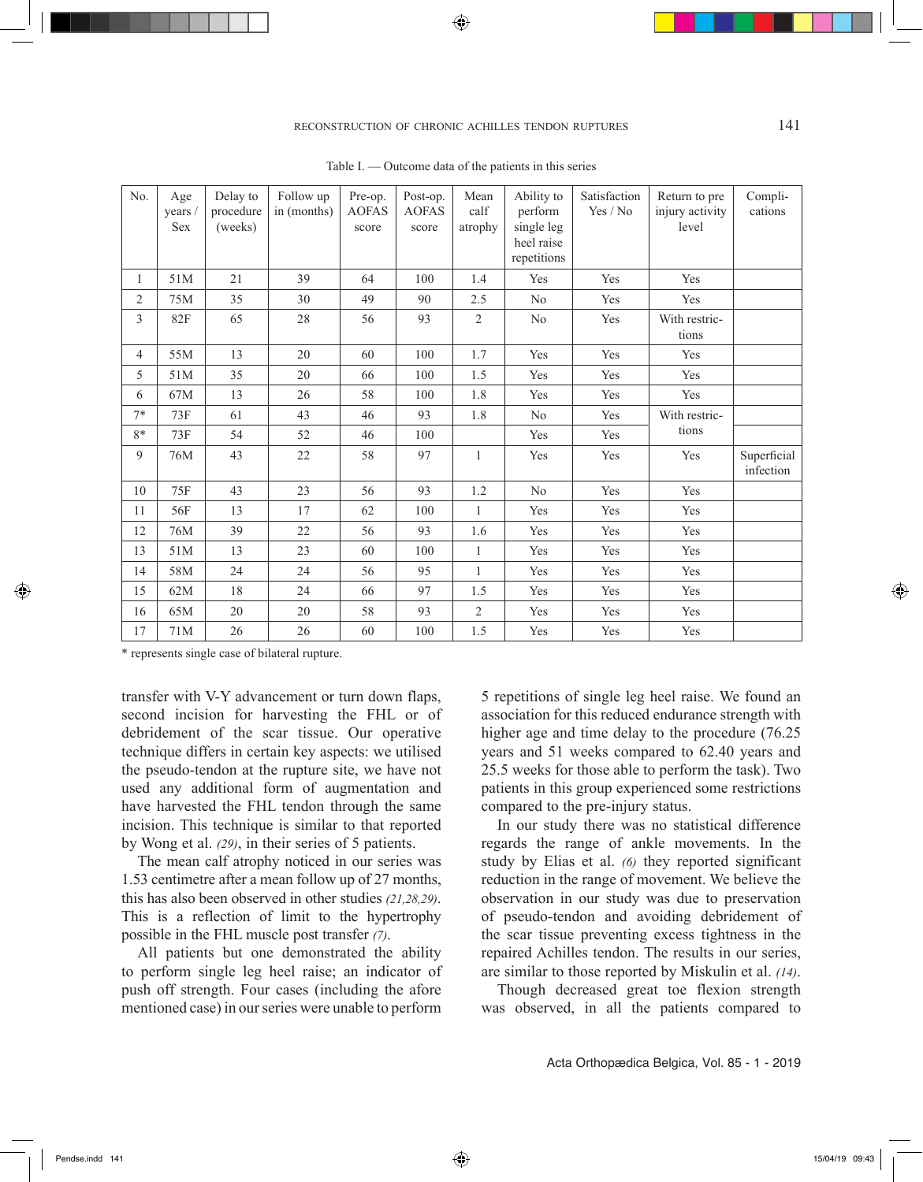Table I. — Outcome data of the patients in this series

| No. | Age years / Sex | Delay to procedure (weeks) | Follow up in (months) | Pre-op. AOFAS score | Post-op. AOFAS score | Mean calf atrophy | Ability to perform single leg heel raise repetitions | Satisfaction Yes / No | Return to pre injury activity level | Compli-cations |
|---|---|---|---|---|---|---|---|---|---|---|
| 1 | 51M | 21 | 39 | 64 | 100 | 1.4 | Yes | Yes | Yes | |
| 2 | 75M | 35 | 30 | 49 | 90 | 2.5 | No | Yes | Yes | |
| 3 | 82F | 65 | 28 | 56 | 93 | 2 | No | Yes | With restric-tions | |
| 4 | 55M | 13 | 20 | 60 | 100 | 1.7 | Yes | Yes | Yes | |
| 5 | 51M | 35 | 20 | 66 | 100 | 1.5 | Yes | Yes | Yes | |
| 6 | 67M | 13 | 26 | 58 | 100 | 1.8 | Yes | Yes | Yes | |
| 7* | 73F | 61 | 43 | 46 | 93 | 1.8 | No | Yes | With restric-tions | |
| 8* | 73F | 54 | 52 | 46 | 100 | | Yes | Yes | | |
| 9 | 76M | 43 | 22 | 58 | 97 | 1 | Yes | Yes | Yes | Superficial infection |
| 10 | 75F | 43 | 23 | 56 | 93 | 1.2 | No | Yes | Yes | |
| 11 | 56F | 13 | 17 | 62 | 100 | 1 | Yes | Yes | Yes | |
| 12 | 76M | 39 | 22 | 56 | 93 | 1.6 | Yes | Yes | Yes | |
| 13 | 51M | 13 | 23 | 60 | 100 | 1 | Yes | Yes | Yes | |
| 14 | 58M | 24 | 24 | 56 | 95 | 1 | Yes | Yes | Yes | |
| 15 | 62M | 18 | 24 | 66 | 97 | 1.5 | Yes | Yes | Yes | |
| 16 | 65M | 20 | 20 | 58 | 93 | 2 | Yes | Yes | Yes | |
| 17 | 71M | 26 | 26 | 60 | 100 | 1.5 | Yes | Yes | Yes | |

\* represents single case of bilateral rupture.

transfer with V-Y advancement or turn down flaps, second incision for harvesting the FHL or of debridement of the scar tissue. Our operative technique differs in certain key aspects: we utilised the pseudo-tendon at the rupture site, we have not used any additional form of augmentation and have harvested the FHL tendon through the same incision. This technique is similar to that reported by Wong et al. *(29)*, in their series of 5 patients.

The mean calf atrophy noticed in our series was 1.53 centimetre after a mean follow up of 27 months, this has also been observed in other studies *(21,28,29)*. This is a reflection of limit to the hypertrophy possible in the FHL muscle post transfer *(7)*.

All patients but one demonstrated the ability to perform single leg heel raise; an indicator of push off strength. Four cases (including the afore mentioned case) in our series were unable to perform 5 repetitions of single leg heel raise. We found an association for this reduced endurance strength with higher age and time delay to the procedure (76.25 years and 51 weeks compared to 62.40 years and 25.5 weeks for those able to perform the task). Two patients in this group experienced some restrictions compared to the pre-injury status.

In our study there was no statistical difference regards the range of ankle movements. In the study by Elias et al. *(6)* they reported significant reduction in the range of movement. We believe the observation in our study was due to preservation of pseudo-tendon and avoiding debridement of the scar tissue preventing excess tightness in the repaired Achilles tendon. The results in our series, are similar to those reported by Miskulin et al. *(14)*.

Though decreased great toe flexion strength was observed, in all the patients compared to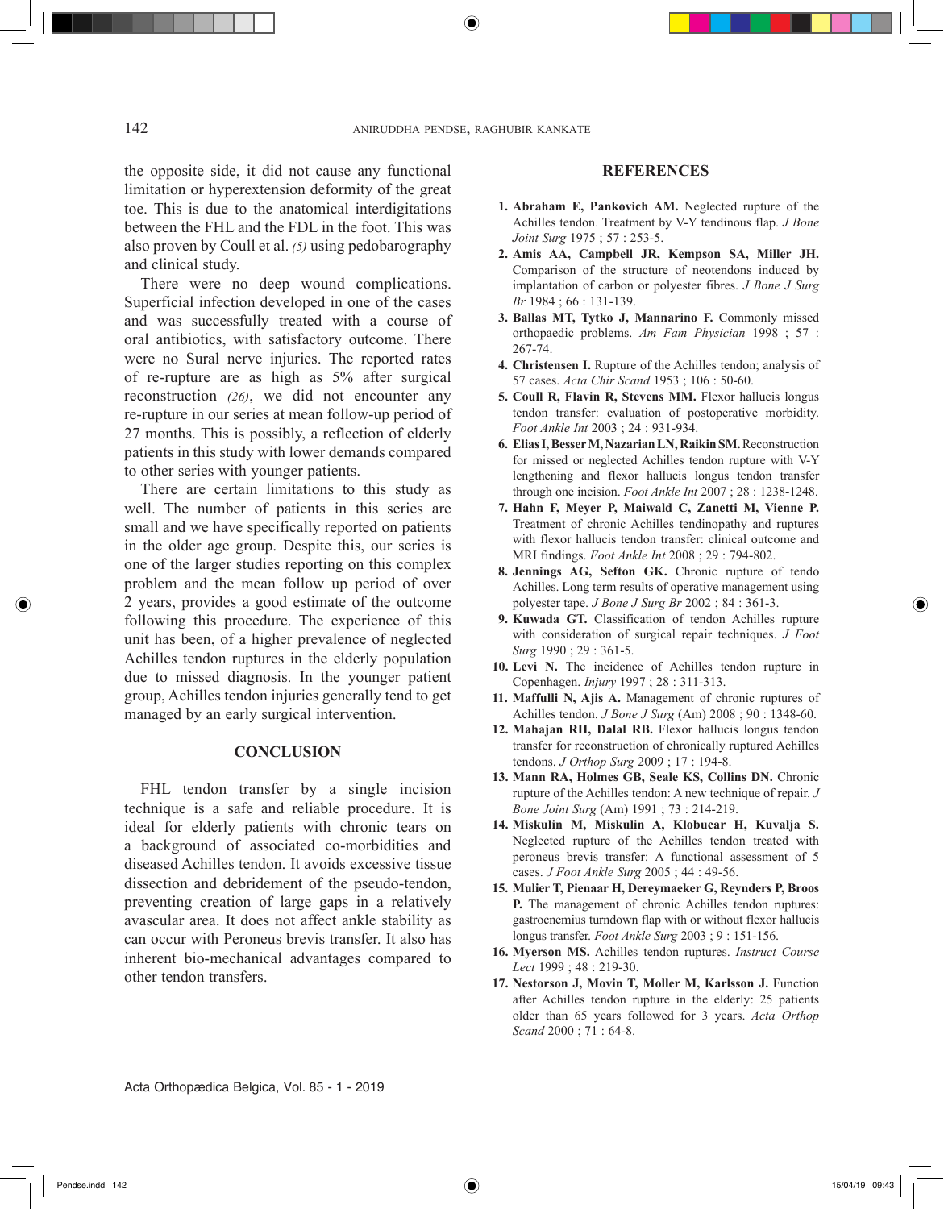the opposite side, it did not cause any functional limitation or hyperextension deformity of the great toe. This is due to the anatomical interdigitations between the FHL and the FDL in the foot. This was also proven by Coull et al. *(5)* using pedobarography and clinical study.

There were no deep wound complications. Superficial infection developed in one of the cases and was successfully treated with a course of oral antibiotics, with satisfactory outcome. There were no Sural nerve injuries. The reported rates of re-rupture are as high as 5% after surgical reconstruction *(26)*, we did not encounter any re-rupture in our series at mean follow-up period of 27 months. This is possibly, a reflection of elderly patients in this study with lower demands compared to other series with younger patients.

There are certain limitations to this study as well. The number of patients in this series are small and we have specifically reported on patients in the older age group. Despite this, our series is one of the larger studies reporting on this complex problem and the mean follow up period of over 2 years, provides a good estimate of the outcome following this procedure. The experience of this unit has been, of a higher prevalence of neglected Achilles tendon ruptures in the elderly population due to missed diagnosis. In the younger patient group, Achilles tendon injuries generally tend to get managed by an early surgical intervention.

## CONCLUSION

FHL tendon transfer by a single incision technique is a safe and reliable procedure. It is ideal for elderly patients with chronic tears on a background of associated co-morbidities and diseased Achilles tendon. It avoids excessive tissue dissection and debridement of the pseudo-tendon, preventing creation of large gaps in a relatively avascular area. It does not affect ankle stability as can occur with Peroneus brevis transfer. It also has inherent bio-mechanical advantages compared to other tendon transfers.

## REFERENCES

1. **Abraham E, Pankovich AM.** Neglected rupture of the Achilles tendon. Treatment by V-Y tendinous flap. *J Bone Joint Surg* 1975 ; 57 : 253-5.
2. **Amis AA, Campbell JR, Kempson SA, Miller JH.** Comparison of the structure of neotendons induced by implantation of carbon or polyester fibres. *J Bone J Surg Br* 1984 ; 66 : 131-139.
3. **Ballas MT, Tytko J, Mannarino F.** Commonly missed orthopaedic problems. *Am Fam Physician* 1998 ; 57 : 267-74.
4. **Christensen I.** Rupture of the Achilles tendon; analysis of 57 cases. *Acta Chir Scand* 1953 ; 106 : 50-60.
5. **Coull R, Flavin R, Stevens MM.** Flexor hallucis longus tendon transfer: evaluation of postoperative morbidity. *Foot Ankle Int* 2003 ; 24 : 931-934.
6. **Elias I, Besser M, Nazarian LN, Raikin SM.** Reconstruction for missed or neglected Achilles tendon rupture with V-Y lengthening and flexor hallucis longus tendon transfer through one incision. *Foot Ankle Int* 2007 ; 28 : 1238-1248.
7. **Hahn F, Meyer P, Maiwald C, Zanetti M, Vienne P.** Treatment of chronic Achilles tendinopathy and ruptures with flexor hallucis tendon transfer: clinical outcome and MRI findings. *Foot Ankle Int* 2008 ; 29 : 794-802.
8. **Jennings AG, Sefton GK.** Chronic rupture of tendo Achilles. Long term results of operative management using polyester tape. *J Bone J Surg Br* 2002 ; 84 : 361-3.
9. **Kuwada GT.** Classification of tendon Achilles rupture with consideration of surgical repair techniques. *J Foot Surg* 1990 ; 29 : 361-5.
10. **Levi N.** The incidence of Achilles tendon rupture in Copenhagen. *Injury* 1997 ; 28 : 311-313.
11. **Maffulli N, Ajis A.** Management of chronic ruptures of Achilles tendon. *J Bone J Surg* (Am) 2008 ; 90 : 1348-60.
12. **Mahajan RH, Dalal RB.** Flexor hallucis longus tendon transfer for reconstruction of chronically ruptured Achilles tendons. *J Orthop Surg* 2009 ; 17 : 194-8.
13. **Mann RA, Holmes GB, Seale KS, Collins DN.** Chronic rupture of the Achilles tendon: A new technique of repair. *J Bone Joint Surg* (Am) 1991 ; 73 : 214-219.
14. **Miskulin M, Miskulin A, Klobucar H, Kuvalja S.** Neglected rupture of the Achilles tendon treated with peroneus brevis transfer: A functional assessment of 5 cases. *J Foot Ankle Surg* 2005 ; 44 : 49-56.
15. **Mulier T, Pienaar H, Dereymaeker G, Reynders P, Broos P.** The management of chronic Achilles tendon ruptures: gastrocnemius turndown flap with or without flexor hallucis longus transfer. *Foot Ankle Surg* 2003 ; 9 : 151-156.
16. **Myerson MS.** Achilles tendon ruptures. *Instruct Course Lect* 1999 ; 48 : 219-30.
17. **Nestorson J, Movin T, Moller M, Karlsson J.** Function after Achilles tendon rupture in the elderly: 25 patients older than 65 years followed for 3 years. *Acta Orthop Scand* 2000 ; 71 : 64-8.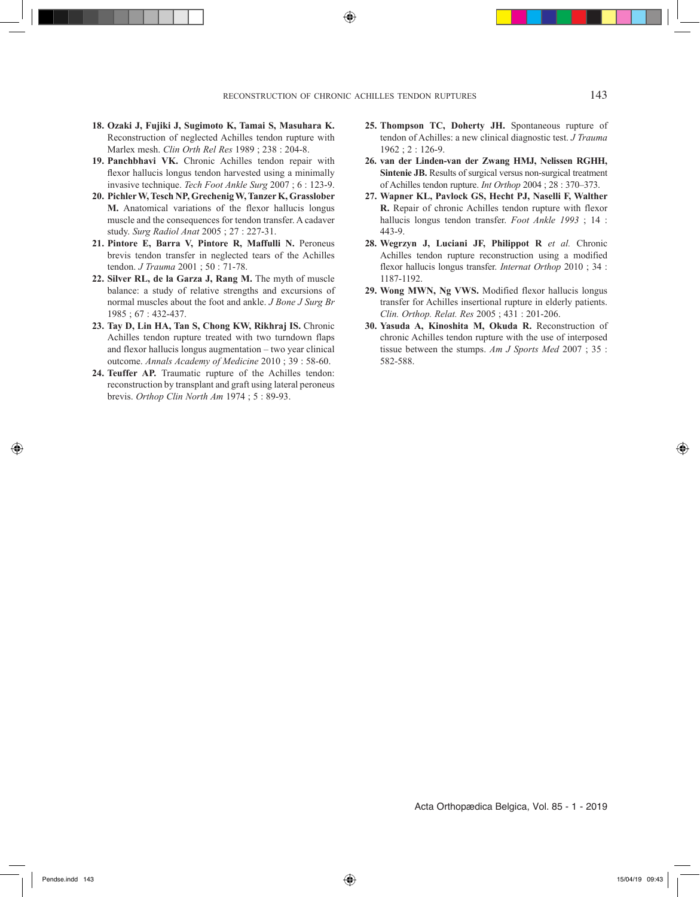18. **Ozaki J, Fujiki J, Sugimoto K, Tamai S, Masuhara K.** Reconstruction of neglected Achilles tendon rupture with Marlex mesh. *Clin Orth Rel Res* 1989 ; 238 : 204-8.
19. **Panchbhavi VK.** Chronic Achilles tendon repair with flexor hallucis longus tendon harvested using a minimally invasive technique. *Tech Foot Ankle Surg* 2007 ; 6 : 123-9.
20. **Pichler W, Tesch NP, Grechenig W, Tanzer K, Grasslober M.** Anatomical variations of the flexor hallucis longus muscle and the consequences for tendon transfer. A cadaver study. *Surg Radiol Anat* 2005 ; 27 : 227-31.
21. **Pintore E, Barra V, Pintore R, Maffulli N.** Peroneus brevis tendon transfer in neglected tears of the Achilles tendon. *J Trauma* 2001 ; 50 : 71-78.
22. **Silver RL, de la Garza J, Rang M.** The myth of muscle balance: a study of relative strengths and excursions of normal muscles about the foot and ankle. *J Bone J Surg Br* 1985 ; 67 : 432-437.
23. **Tay D, Lin HA, Tan S, Chong KW, Rikhraj IS.** Chronic Achilles tendon rupture treated with two turndown flaps and flexor hallucis longus augmentation – two year clinical outcome. *Annals Academy of Medicine* 2010 ; 39 : 58-60.
24. **Teuffer AP.** Traumatic rupture of the Achilles tendon: reconstruction by transplant and graft using lateral peroneus brevis. *Orthop Clin North Am* 1974 ; 5 : 89-93.
25. **Thompson TC, Doherty JH.** Spontaneous rupture of tendon of Achilles: a new clinical diagnostic test. *J Trauma* 1962 ; 2 : 126-9.
26. **van der Linden-van der Zwang HMJ, Nelissen RGHH, Sintenie JB.** Results of surgical versus non-surgical treatment of Achilles tendon rupture. *Int Orthop* 2004 ; 28 : 370–373.
27. **Wapner KL, Pavlock GS, Hecht PJ, Naselli F, Walther R.** Repair of chronic Achilles tendon rupture with flexor hallucis longus tendon transfer. *Foot Ankle 1993* ; 14 : 443-9.
28. **Wegrzyn J, Luciani JF, Philippot R** *et al.* Chronic Achilles tendon rupture reconstruction using a modified flexor hallucis longus transfer. *Internat Orthop* 2010 ; 34 : 1187-1192.
29. **Wong MWN, Ng VWS.** Modified flexor hallucis longus transfer for Achilles insertional rupture in elderly patients. *Clin. Orthop. Relat. Res* 2005 ; 431 : 201-206.
30. **Yasuda A, Kinoshita M, Okuda R.** Reconstruction of chronic Achilles tendon rupture with the use of interposed tissue between the stumps. *Am J Sports Med* 2007 ; 35 : 582-588.